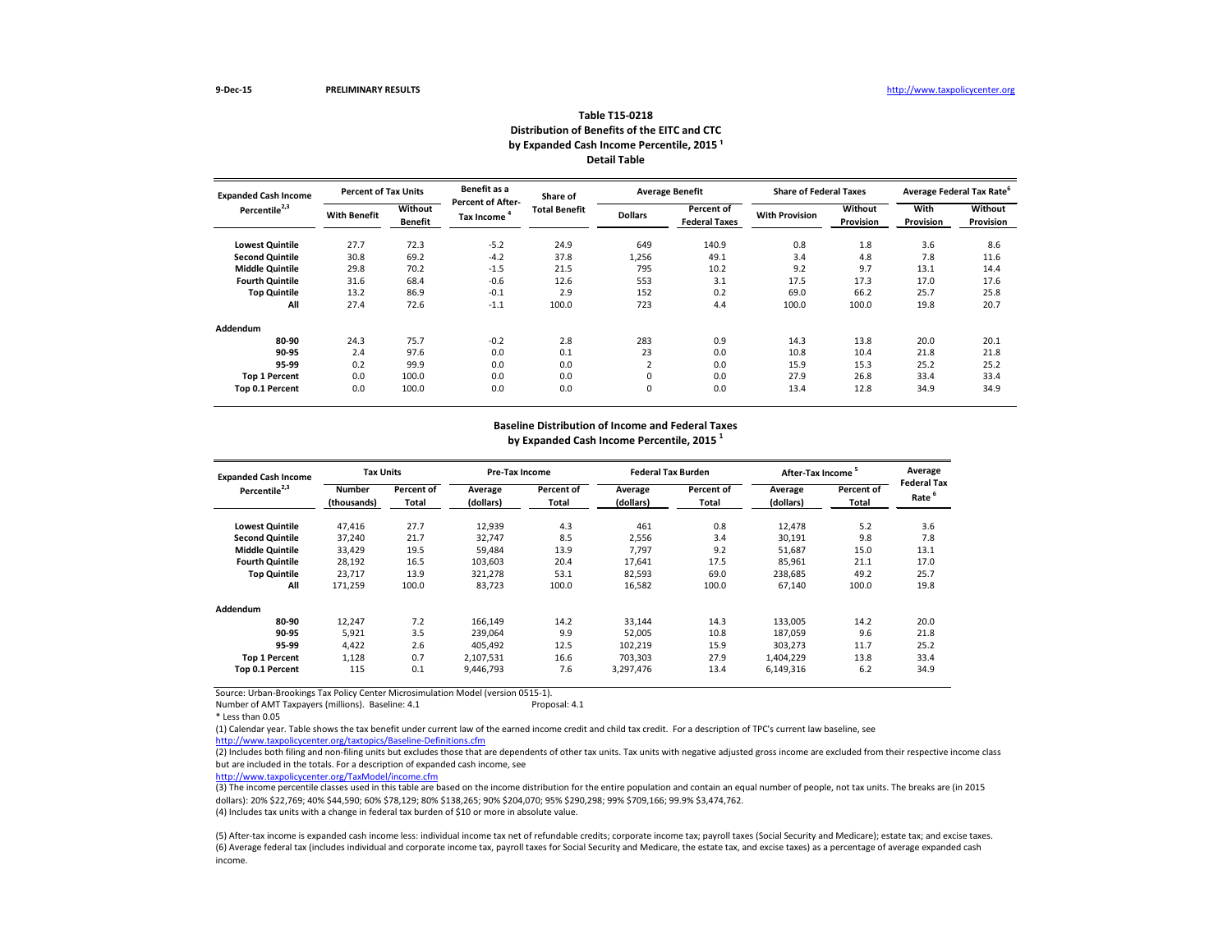9-Dec-15 PRELIMINARY RESULTS http://www.taxpolicycenter.org

## Table T15-0218
## Distribution of Benefits of the EITC and CTC by Expanded Cash Income Percentile, 2015 [1]
## Detail Table

| Expanded Cash Income Percentile[2,3] | Percent of Tax Units | | Benefit as a Percent of After-Tax Income [4] | Share of Total Benefit | Average Benefit | | Share of Federal Taxes | | Average Federal Tax Rate[6] | |
|---|---|---|---|---|---|---|---|---|---|---|
| | With Benefit | Without Benefit | | | Dollars | Percent of Federal Taxes | With Provision | Without Provision | With Provision | Without Provision |
| Lowest Quintile | 27.7 | 72.3 | -5.2 | 24.9 | 649 | 140.9 | 0.8 | 1.8 | 3.6 | 8.6 |
| Second Quintile | 30.8 | 69.2 | -4.2 | 37.8 | 1,256 | 49.1 | 3.4 | 4.8 | 7.8 | 11.6 |
| Middle Quintile | 29.8 | 70.2 | -1.5 | 21.5 | 795 | 10.2 | 9.2 | 9.7 | 13.1 | 14.4 |
| Fourth Quintile | 31.6 | 68.4 | -0.6 | 12.6 | 553 | 3.1 | 17.5 | 17.3 | 17.0 | 17.6 |
| Top Quintile | 13.2 | 86.9 | -0.1 | 2.9 | 152 | 0.2 | 69.0 | 66.2 | 25.7 | 25.8 |
| All | 27.4 | 72.6 | -1.1 | 100.0 | 723 | 4.4 | 100.0 | 100.0 | 19.8 | 20.7 |
| **Addendum** | | | | | | | | | | |
| 80-90 | 24.3 | 75.7 | -0.2 | 2.8 | 283 | 0.9 | 14.3 | 13.8 | 20.0 | 20.1 |
| 90-95 | 2.4 | 97.6 | 0.0 | 0.1 | 23 | 0.0 | 10.8 | 10.4 | 21.8 | 21.8 |
| 95-99 | 0.2 | 99.9 | 0.0 | 0.0 | 2 | 0.0 | 15.9 | 15.3 | 25.2 | 25.2 |
| Top 1 Percent | 0.0 | 100.0 | 0.0 | 0.0 | 0 | 0.0 | 27.9 | 26.8 | 33.4 | 33.4 |
| Top 0.1 Percent | 0.0 | 100.0 | 0.0 | 0.0 | 0 | 0.0 | 13.4 | 12.8 | 34.9 | 34.9 |

## Baseline Distribution of Income and Federal Taxes by Expanded Cash Income Percentile, 2015 [1]

| Expanded Cash Income Percentile[2,3] | Tax Units | | Pre-Tax Income | | Federal Tax Burden | | After-Tax Income [5] | | Average Federal Tax Rate [6] |
|---|---|---|---|---|---|---|---|---|---|
| | Number (thousands) | Percent of Total | Average (dollars) | Percent of Total | Average (dollars) | Percent of Total | Average (dollars) | Percent of Total | |
| Lowest Quintile | 47,416 | 27.7 | 12,939 | 4.3 | 461 | 0.8 | 12,478 | 5.2 | 3.6 |
| Second Quintile | 37,240 | 21.7 | 32,747 | 8.5 | 2,556 | 3.4 | 30,191 | 9.8 | 7.8 |
| Middle Quintile | 33,429 | 19.5 | 59,484 | 13.9 | 7,797 | 9.2 | 51,687 | 15.0 | 13.1 |
| Fourth Quintile | 28,192 | 16.5 | 103,603 | 20.4 | 17,641 | 17.5 | 85,961 | 21.1 | 17.0 |
| Top Quintile | 23,717 | 13.9 | 321,278 | 53.1 | 82,593 | 69.0 | 238,685 | 49.2 | 25.7 |
| All | 171,259 | 100.0 | 83,723 | 100.0 | 16,582 | 100.0 | 67,140 | 100.0 | 19.8 |
| **Addendum** | | | | | | | | | |
| 80-90 | 12,247 | 7.2 | 166,149 | 14.2 | 33,144 | 14.3 | 133,005 | 14.2 | 20.0 |
| 90-95 | 5,921 | 3.5 | 239,064 | 9.9 | 52,005 | 10.8 | 187,059 | 9.6 | 21.8 |
| 95-99 | 4,422 | 2.6 | 405,492 | 12.5 | 102,219 | 15.9 | 303,273 | 11.7 | 25.2 |
| Top 1 Percent | 1,128 | 0.7 | 2,107,531 | 16.6 | 703,303 | 27.9 | 1,404,229 | 13.8 | 33.4 |
| Top 0.1 Percent | 115 | 0.1 | 9,446,793 | 7.6 | 3,297,476 | 13.4 | 6,149,316 | 6.2 | 34.9 |

Source: Urban-Brookings Tax Policy Center Microsimulation Model (version 0515-1).

Number of AMT Taxpayers (millions). Baseline: 4.1 Proposal: 4.1

* Less than 0.05

(1) Calendar year. Table shows the tax benefit under current law of the earned income credit and child tax credit. For a description of TPC's current law baseline, see http://www.taxpolicycenter.org/taxtopics/Baseline-Definitions.cfm

(2) Includes both filing and non-filing units but excludes those that are dependents of other tax units. Tax units with negative adjusted gross income are excluded from their respective income class but are included in the totals. For a description of expanded cash income, see http://www.taxpolicycenter.org/TaxModel/income.cfm

(3) The income percentile classes used in this table are based on the income distribution for the entire population and contain an equal number of people, not tax units. The breaks are (in 2015 dollars): 20% $22,769; 40% $44,590; 60% $78,129; 80% $138,265; 90% $204,070; 95% $290,298; 99% $709,166; 99.9% $3,474,762.

(4) Includes tax units with a change in federal tax burden of $10 or more in absolute value.

(5) After-tax income is expanded cash income less: individual income tax net of refundable credits; corporate income tax; payroll taxes (Social Security and Medicare); estate tax; and excise taxes.

(6) Average federal tax (includes individual and corporate income tax, payroll taxes for Social Security and Medicare, the estate tax, and excise taxes) as a percentage of average expanded cash income.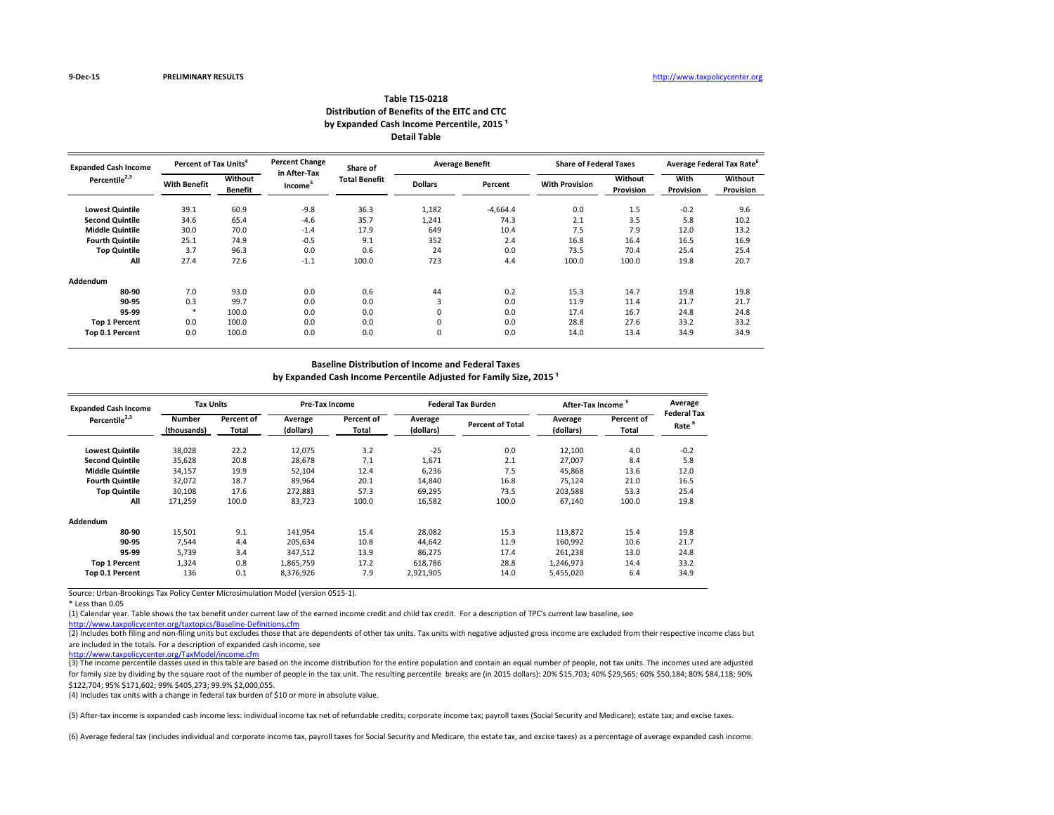9-Dec-15 **PRELIMINARY RESULTS** http://www.taxpolicycenter.org

## Table T15-0218
## Distribution of Benefits of the EITC and CTC
## by Expanded Cash Income Percentile, 2015 [1]
## Detail Table

| Expanded Cash Income Percentile[2,3] | Percent of Tax Units[4] | | Percent Change in After-Tax Income[5] | Share of Total Benefit | Average Benefit | | Share of Federal Taxes | | Average Federal Tax Rate[6] | |
|---|---|---|---|---|---|---|---|---|---|---|
| | With Benefit | Without Benefit | | | Dollars | Percent | With Provision | Without Provision | With Provision | Without Provision |
| **Lowest Quintile** | 39.1 | 60.9 | -9.8 | 36.3 | 1,182 | -4,664.4 | 0.0 | 1.5 | -0.2 | 9.6 |
| **Second Quintile** | 34.6 | 65.4 | -4.6 | 35.7 | 1,241 | 74.3 | 2.1 | 3.5 | 5.8 | 10.2 |
| **Middle Quintile** | 30.0 | 70.0 | -1.4 | 17.9 | 649 | 10.4 | 7.5 | 7.9 | 12.0 | 13.2 |
| **Fourth Quintile** | 25.1 | 74.9 | -0.5 | 9.1 | 352 | 2.4 | 16.8 | 16.4 | 16.5 | 16.9 |
| **Top Quintile** | 3.7 | 96.3 | 0.0 | 0.6 | 24 | 0.0 | 73.5 | 70.4 | 25.4 | 25.4 |
| **All** | 27.4 | 72.6 | -1.1 | 100.0 | 723 | 4.4 | 100.0 | 100.0 | 19.8 | 20.7 |
| **Addendum** | | | | | | | | | | |
| **80-90** | 7.0 | 93.0 | 0.0 | 0.6 | 44 | 0.2 | 15.3 | 14.7 | 19.8 | 19.8 |
| **90-95** | 0.3 | 99.7 | 0.0 | 0.0 | 3 | 0.0 | 11.9 | 11.4 | 21.7 | 21.7 |
| **95-99** | * | 100.0 | 0.0 | 0.0 | 0 | 0.0 | 17.4 | 16.7 | 24.8 | 24.8 |
| **Top 1 Percent** | 0.0 | 100.0 | 0.0 | 0.0 | 0 | 0.0 | 28.8 | 27.6 | 33.2 | 33.2 |
| **Top 0.1 Percent** | 0.0 | 100.0 | 0.0 | 0.0 | 0 | 0.0 | 14.0 | 13.4 | 34.9 | 34.9 |

## Baseline Distribution of Income and Federal Taxes
## by Expanded Cash Income Percentile Adjusted for Family Size, 2015 [1]

| Expanded Cash Income Percentile[2,3] | Tax Units | | Pre-Tax Income | | Federal Tax Burden | | After-Tax Income[5] | | Average Federal Tax Rate[6] |
|---|---|---|---|---|---|---|---|---|---|
| | Number (thousands) | Percent of Total | Average (dollars) | Percent of Total | Average (dollars) | Percent of Total | Average (dollars) | Percent of Total | |
| **Lowest Quintile** | 38,028 | 22.2 | 12,075 | 3.2 | -25 | 0.0 | 12,100 | 4.0 | -0.2 |
| **Second Quintile** | 35,628 | 20.8 | 28,678 | 7.1 | 1,671 | 2.1 | 27,007 | 8.4 | 5.8 |
| **Middle Quintile** | 34,157 | 19.9 | 52,104 | 12.4 | 6,236 | 7.5 | 45,868 | 13.6 | 12.0 |
| **Fourth Quintile** | 32,072 | 18.7 | 89,964 | 20.1 | 14,840 | 16.8 | 75,124 | 21.0 | 16.5 |
| **Top Quintile** | 30,108 | 17.6 | 272,883 | 57.3 | 69,295 | 73.5 | 203,588 | 53.3 | 25.4 |
| **All** | 171,259 | 100.0 | 83,723 | 100.0 | 16,582 | 100.0 | 67,140 | 100.0 | 19.8 |
| **Addendum** | | | | | | | | | |
| **80-90** | 15,501 | 9.1 | 141,954 | 15.4 | 28,082 | 15.3 | 113,872 | 15.4 | 19.8 |
| **90-95** | 7,544 | 4.4 | 205,634 | 10.8 | 44,642 | 11.9 | 160,992 | 10.6 | 21.7 |
| **95-99** | 5,739 | 3.4 | 347,512 | 13.9 | 86,275 | 17.4 | 261,238 | 13.0 | 24.8 |
| **Top 1 Percent** | 1,324 | 0.8 | 1,865,759 | 17.2 | 618,786 | 28.8 | 1,246,973 | 14.4 | 33.2 |
| **Top 0.1 Percent** | 136 | 0.1 | 8,376,926 | 7.9 | 2,921,905 | 14.0 | 5,455,020 | 6.4 | 34.9 |

Source: Urban-Brookings Tax Policy Center Microsimulation Model (version 0515-1).

* Less than 0.05

(1) Calendar year. Table shows the tax benefit under current law of the earned income credit and child tax credit. For a description of TPC's current law baseline, see http://www.taxpolicycenter.org/taxtopics/Baseline-Definitions.cfm

(2) Includes both filing and non-filing units but excludes those that are dependents of other tax units. Tax units with negative adjusted gross income are excluded from their respective income class but are included in the totals. For a description of expanded cash income, see http://www.taxpolicycenter.org/TaxModel/income.cfm

(3) The income percentile classes used in this table are based on the income distribution for the entire population and contain an equal number of people, not tax units. The incomes used are adjusted for family size by dividing by the square root of the number of people in the tax unit. The resulting percentile breaks are (in 2015 dollars): 20% $15,703; 40% $29,565; 60% $50,184; 80% $84,118; 90% $122,704; 95% $171,602; 99% $405,273; 99.9% $2,000,055.

(4) Includes tax units with a change in federal tax burden of $10 or more in absolute value.

(5) After-tax income is expanded cash income less: individual income tax net of refundable credits; corporate income tax; payroll taxes (Social Security and Medicare); estate tax; and excise taxes.

(6) Average federal tax (includes individual and corporate income tax, payroll taxes for Social Security and Medicare, the estate tax, and excise taxes) as a percentage of average expanded cash income.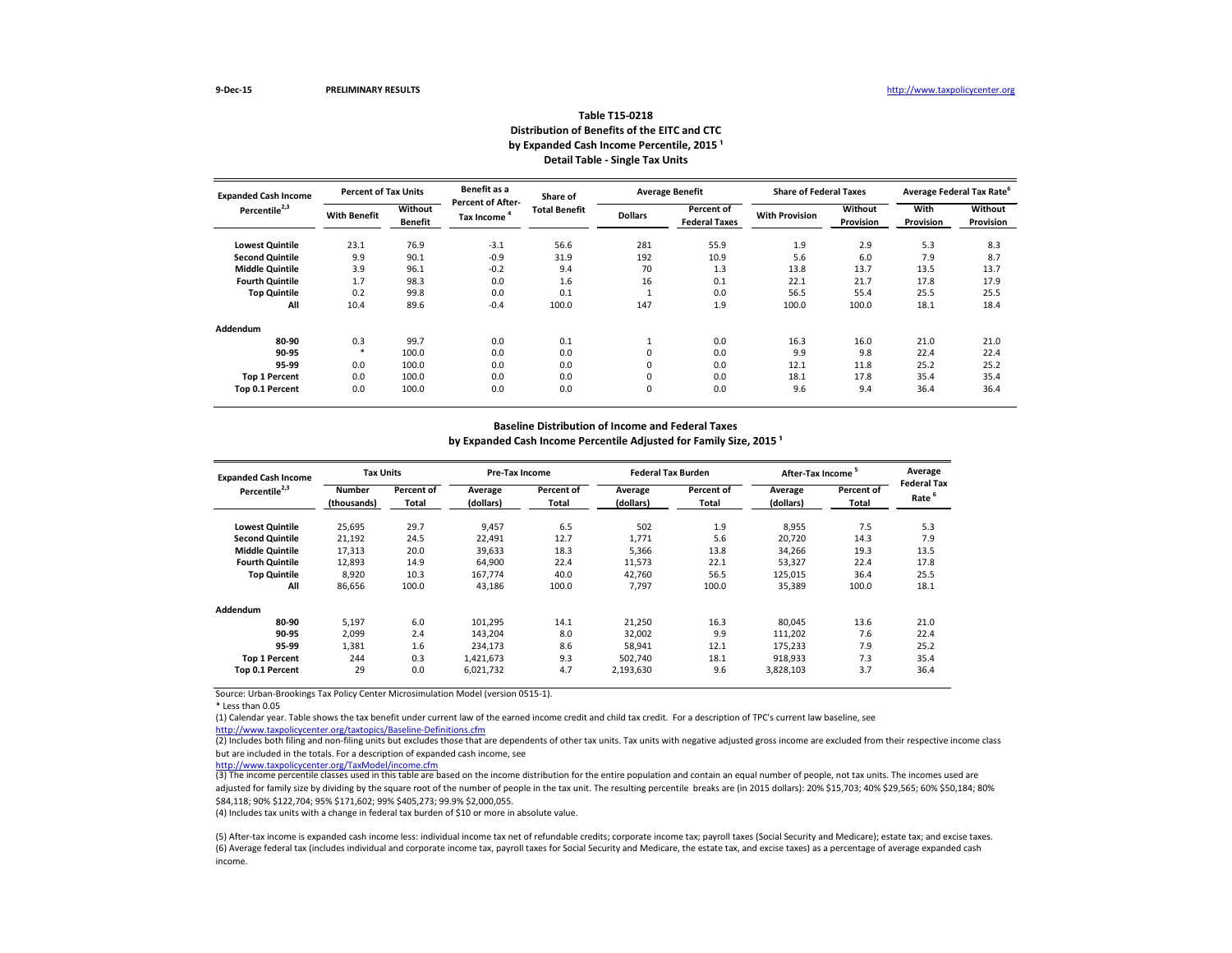9-Dec-15 PRELIMINARY RESULTS http://www.taxpolicycenter.org

## Table T15-0218
## Distribution of Benefits of the EITC and CTC
## by Expanded Cash Income Percentile, 2015 [1]
## Detail Table - Single Tax Units

| Expanded Cash Income Percentile[2,3] | Percent of Tax Units | | Benefit as a Percent of After-Tax Income [4] | Share of Total Benefit | Average Benefit | | Share of Federal Taxes | | Average Federal Tax Rate[6] | |
|---|---|---|---|---|---|---|---|---|---|---|
| | With Benefit | Without Benefit | | | Dollars | Percent of Federal Taxes | With Provision | Without Provision | With Provision | Without Provision |
| Lowest Quintile | 23.1 | 76.9 | -3.1 | 56.6 | 281 | 55.9 | 1.9 | 2.9 | 5.3 | 8.3 |
| Second Quintile | 9.9 | 90.1 | -0.9 | 31.9 | 192 | 10.9 | 5.6 | 6.0 | 7.9 | 8.7 |
| Middle Quintile | 3.9 | 96.1 | -0.2 | 9.4 | 70 | 1.3 | 13.8 | 13.7 | 13.5 | 13.7 |
| Fourth Quintile | 1.7 | 98.3 | 0.0 | 1.6 | 16 | 0.1 | 22.1 | 21.7 | 17.8 | 17.9 |
| Top Quintile | 0.2 | 99.8 | 0.0 | 0.1 | 1 | 0.0 | 56.5 | 55.4 | 25.5 | 25.5 |
| All | 10.4 | 89.6 | -0.4 | 100.0 | 147 | 1.9 | 100.0 | 100.0 | 18.1 | 18.4 |
| **Addendum** | | | | | | | | | | |
| 80-90 | 0.3 | 99.7 | 0.0 | 0.1 | 1 | 0.0 | 16.3 | 16.0 | 21.0 | 21.0 |
| 90-95 | * | 100.0 | 0.0 | 0.0 | 0 | 0.0 | 9.9 | 9.8 | 22.4 | 22.4 |
| 95-99 | 0.0 | 100.0 | 0.0 | 0.0 | 0 | 0.0 | 12.1 | 11.8 | 25.2 | 25.2 |
| Top 1 Percent | 0.0 | 100.0 | 0.0 | 0.0 | 0 | 0.0 | 18.1 | 17.8 | 35.4 | 35.4 |
| Top 0.1 Percent | 0.0 | 100.0 | 0.0 | 0.0 | 0 | 0.0 | 9.6 | 9.4 | 36.4 | 36.4 |

## Baseline Distribution of Income and Federal Taxes
## by Expanded Cash Income Percentile Adjusted for Family Size, 2015 [1]

| Expanded Cash Income Percentile[2,3] | Tax Units | | Pre-Tax Income | | Federal Tax Burden | | After-Tax Income [5] | | Average Federal Tax Rate [6] |
|---|---|---|---|---|---|---|---|---|---|
| | Number (thousands) | Percent of Total | Average (dollars) | Percent of Total | Average (dollars) | Percent of Total | Average (dollars) | Percent of Total | |
| Lowest Quintile | 25,695 | 29.7 | 9,457 | 6.5 | 502 | 1.9 | 8,955 | 7.5 | 5.3 |
| Second Quintile | 21,192 | 24.5 | 22,491 | 12.7 | 1,771 | 5.6 | 20,720 | 14.3 | 7.9 |
| Middle Quintile | 17,313 | 20.0 | 39,633 | 18.3 | 5,366 | 13.8 | 34,266 | 19.3 | 13.5 |
| Fourth Quintile | 12,893 | 14.9 | 64,900 | 22.4 | 11,573 | 22.1 | 53,327 | 22.4 | 17.8 |
| Top Quintile | 8,920 | 10.3 | 167,774 | 40.0 | 42,760 | 56.5 | 125,015 | 36.4 | 25.5 |
| All | 86,656 | 100.0 | 43,186 | 100.0 | 7,797 | 100.0 | 35,389 | 100.0 | 18.1 |
| **Addendum** | | | | | | | | | |
| 80-90 | 5,197 | 6.0 | 101,295 | 14.1 | 21,250 | 16.3 | 80,045 | 13.6 | 21.0 |
| 90-95 | 2,099 | 2.4 | 143,204 | 8.0 | 32,002 | 9.9 | 111,202 | 7.6 | 22.4 |
| 95-99 | 1,381 | 1.6 | 234,173 | 8.6 | 58,941 | 12.1 | 175,233 | 7.9 | 25.2 |
| Top 1 Percent | 244 | 0.3 | 1,421,673 | 9.3 | 502,740 | 18.1 | 918,933 | 7.3 | 35.4 |
| Top 0.1 Percent | 29 | 0.0 | 6,021,732 | 4.7 | 2,193,630 | 9.6 | 3,828,103 | 3.7 | 36.4 |

Source: Urban-Brookings Tax Policy Center Microsimulation Model (version 0515-1).

\* Less than 0.05

(1) Calendar year. Table shows the tax benefit under current law of the earned income credit and child tax credit. For a description of TPC's current law baseline, see http://www.taxpolicycenter.org/taxtopics/Baseline-Definitions.cfm

(2) Includes both filing and non-filing units but excludes those that are dependents of other tax units. Tax units with negative adjusted gross income are excluded from their respective income class but are included in the totals. For a description of expanded cash income, see http://www.taxpolicycenter.org/TaxModel/income.cfm

(3) The income percentile classes used in this table are based on the income distribution for the entire population and contain an equal number of people, not tax units. The incomes used are adjusted for family size by dividing by the square root of the number of people in the tax unit. The resulting percentile breaks are (in 2015 dollars): 20% $15,703; 40% $29,565; 60% $50,184; 80% $84,118; 90% $122,704; 95% $171,602; 99% $405,273; 99.9% $2,000,055.

(4) Includes tax units with a change in federal tax burden of $10 or more in absolute value.

(5) After-tax income is expanded cash income less: individual income tax net of refundable credits; corporate income tax; payroll taxes (Social Security and Medicare); estate tax; and excise taxes.

(6) Average federal tax (includes individual and corporate income tax, payroll taxes for Social Security and Medicare, the estate tax, and excise taxes) as a percentage of average expanded cash income.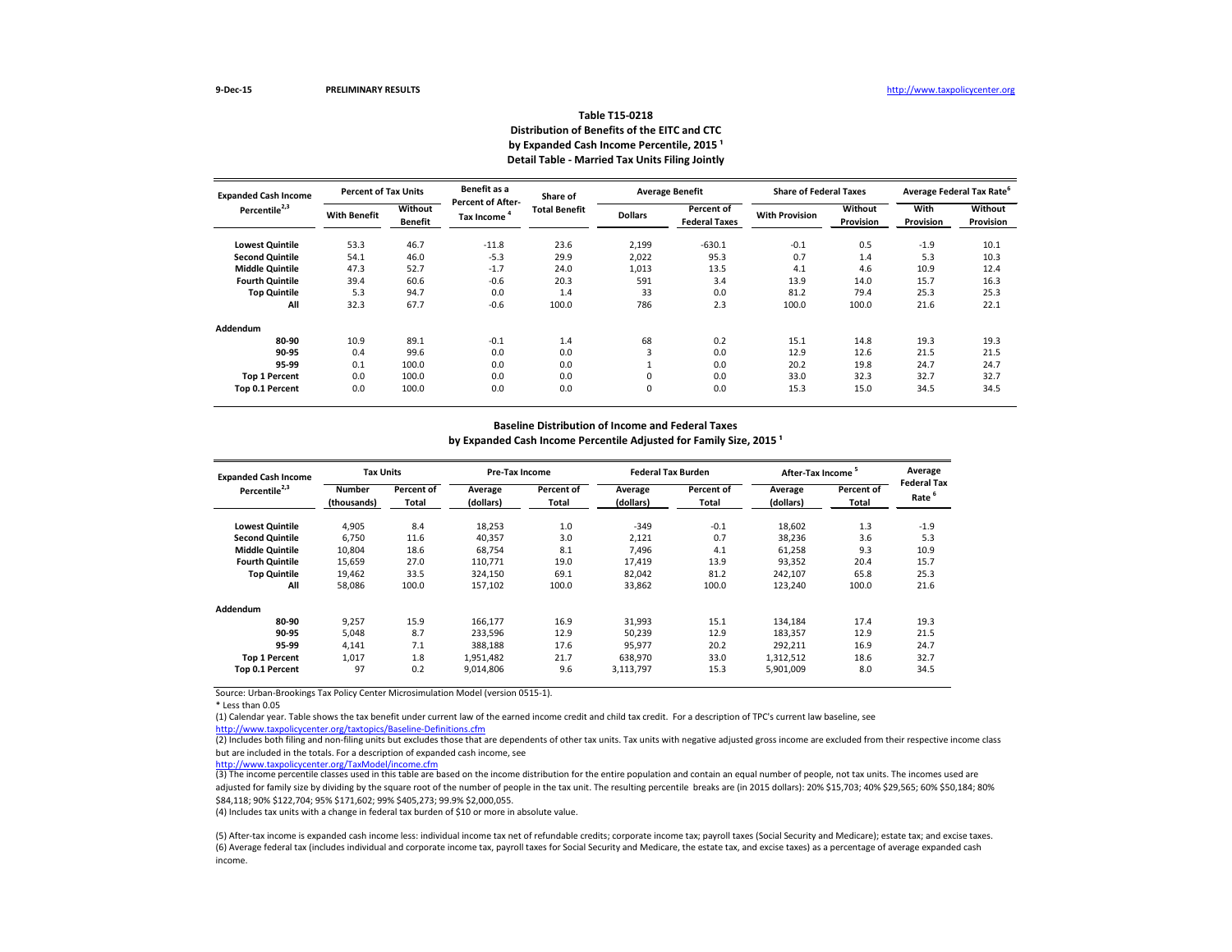9-Dec-15 PRELIMINARY RESULTS http://www.taxpolicycenter.org

## Table T15-0218
### Distribution of Benefits of the EITC and CTC
### by Expanded Cash Income Percentile, 2015 [1]
### Detail Table - Married Tax Units Filing Jointly

| Expanded Cash Income Percentile[2,3] | Percent of Tax Units | | Benefit as a Percent of After-Tax Income [4] | Share of Total Benefit | Average Benefit | | Share of Federal Taxes | | Average Federal Tax Rate[6] | |
|---|---|---|---|---|---|---|---|---|---|---|
| | With Benefit | Without Benefit | | | Dollars | Percent of Federal Taxes | With Provision | Without Provision | With Provision | Without Provision |
| Lowest Quintile | 53.3 | 46.7 | -11.8 | 23.6 | 2,199 | -630.1 | -0.1 | 0.5 | -1.9 | 10.1 |
| Second Quintile | 54.1 | 46.0 | -5.3 | 29.9 | 2,022 | 95.3 | 0.7 | 1.4 | 5.3 | 10.3 |
| Middle Quintile | 47.3 | 52.7 | -1.7 | 24.0 | 1,013 | 13.5 | 4.1 | 4.6 | 10.9 | 12.4 |
| Fourth Quintile | 39.4 | 60.6 | -0.6 | 20.3 | 591 | 3.4 | 13.9 | 14.0 | 15.7 | 16.3 |
| Top Quintile | 5.3 | 94.7 | 0.0 | 1.4 | 33 | 0.0 | 81.2 | 79.4 | 25.3 | 25.3 |
| All | 32.3 | 67.7 | -0.6 | 100.0 | 786 | 2.3 | 100.0 | 100.0 | 21.6 | 22.1 |
| **Addendum** | | | | | | | | | | |
| 80-90 | 10.9 | 89.1 | -0.1 | 1.4 | 68 | 0.2 | 15.1 | 14.8 | 19.3 | 19.3 |
| 90-95 | 0.4 | 99.6 | 0.0 | 0.0 | 3 | 0.0 | 12.9 | 12.6 | 21.5 | 21.5 |
| 95-99 | 0.1 | 100.0 | 0.0 | 0.0 | 1 | 0.0 | 20.2 | 19.8 | 24.7 | 24.7 |
| Top 1 Percent | 0.0 | 100.0 | 0.0 | 0.0 | 0 | 0.0 | 33.0 | 32.3 | 32.7 | 32.7 |
| Top 0.1 Percent | 0.0 | 100.0 | 0.0 | 0.0 | 0 | 0.0 | 15.3 | 15.0 | 34.5 | 34.5 |

### Baseline Distribution of Income and Federal Taxes
### by Expanded Cash Income Percentile Adjusted for Family Size, 2015 [1]

| Expanded Cash Income Percentile[2,3] | Tax Units | | Pre-Tax Income | | Federal Tax Burden | | After-Tax Income [5] | | Average Federal Tax Rate [6] |
|---|---|---|---|---|---|---|---|---|---|
| | Number (thousands) | Percent of Total | Average (dollars) | Percent of Total | Average (dollars) | Percent of Total | Average (dollars) | Percent of Total | |
| Lowest Quintile | 4,905 | 8.4 | 18,253 | 1.0 | -349 | -0.1 | 18,602 | 1.3 | -1.9 |
| Second Quintile | 6,750 | 11.6 | 40,357 | 3.0 | 2,121 | 0.7 | 38,236 | 3.6 | 5.3 |
| Middle Quintile | 10,804 | 18.6 | 68,754 | 8.1 | 7,496 | 4.1 | 61,258 | 9.3 | 10.9 |
| Fourth Quintile | 15,659 | 27.0 | 110,771 | 19.0 | 17,419 | 13.9 | 93,352 | 20.4 | 15.7 |
| Top Quintile | 19,462 | 33.5 | 324,150 | 69.1 | 82,042 | 81.2 | 242,107 | 65.8 | 25.3 |
| All | 58,086 | 100.0 | 157,102 | 100.0 | 33,862 | 100.0 | 123,240 | 100.0 | 21.6 |
| **Addendum** | | | | | | | | | |
| 80-90 | 9,257 | 15.9 | 166,177 | 16.9 | 31,993 | 15.1 | 134,184 | 17.4 | 19.3 |
| 90-95 | 5,048 | 8.7 | 233,596 | 12.9 | 50,239 | 12.9 | 183,357 | 12.9 | 21.5 |
| 95-99 | 4,141 | 7.1 | 388,188 | 17.6 | 95,977 | 20.2 | 292,211 | 16.9 | 24.7 |
| Top 1 Percent | 1,017 | 1.8 | 1,951,482 | 21.7 | 638,970 | 33.0 | 1,312,512 | 18.6 | 32.7 |
| Top 0.1 Percent | 97 | 0.2 | 9,014,806 | 9.6 | 3,113,797 | 15.3 | 5,901,009 | 8.0 | 34.5 |

Source: Urban-Brookings Tax Policy Center Microsimulation Model (version 0515-1).

* Less than 0.05

(1) Calendar year. Table shows the tax benefit under current law of the earned income credit and child tax credit. For a description of TPC's current law baseline, see http://www.taxpolicycenter.org/taxtopics/Baseline-Definitions.cfm

(2) Includes both filing and non-filing units but excludes those that are dependents of other tax units. Tax units with negative adjusted gross income are excluded from their respective income class but are included in the totals. For a description of expanded cash income, see http://www.taxpolicycenter.org/TaxModel/income.cfm

(3) The income percentile classes used in this table are based on the income distribution for the entire population and contain an equal number of people, not tax units. The incomes used are adjusted for family size by dividing by the square root of the number of people in the tax unit. The resulting percentile breaks are (in 2015 dollars): 20% $15,703; 40% $29,565; 60% $50,184; 80% $84,118; 90% $122,704; 95% $171,602; 99% $405,273; 99.9% $2,000,055.

(4) Includes tax units with a change in federal tax burden of $10 or more in absolute value.

(5) After-tax income is expanded cash income less: individual income tax net of refundable credits; corporate income tax; payroll taxes (Social Security and Medicare); estate tax; and excise taxes.

(6) Average federal tax (includes individual and corporate income tax, payroll taxes for Social Security and Medicare, the estate tax, and excise taxes) as a percentage of average expanded cash income.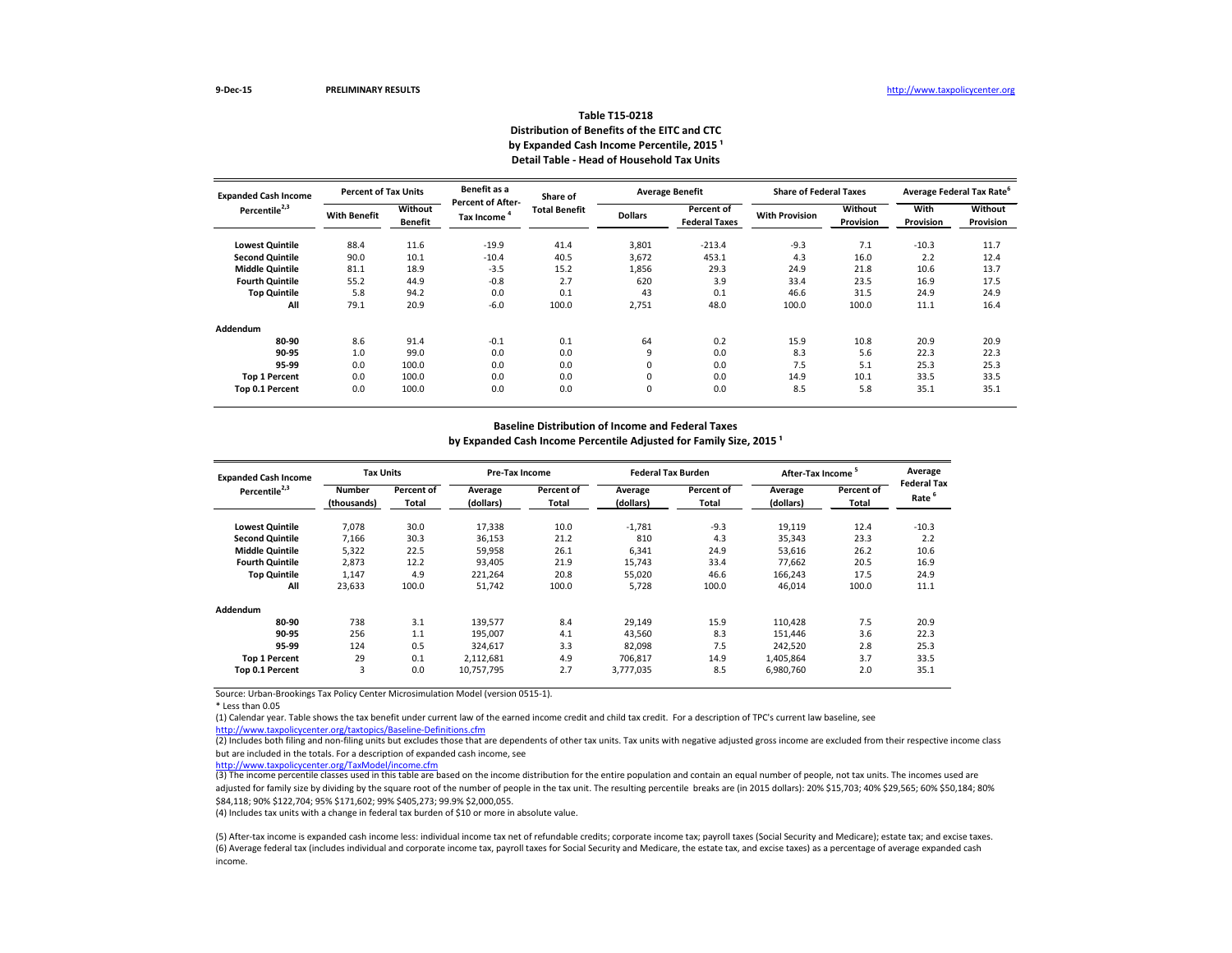9-Dec-15 PRELIMINARY RESULTS http://www.taxpolicycenter.org

### Table T15-0218
### Distribution of Benefits of the EITC and CTC
### by Expanded Cash Income Percentile, 2015 [1]
### Detail Table - Head of Household Tax Units

| Expanded Cash Income Percentile[2,3] | Percent of Tax Units | | Benefit as a Percent of After-Tax Income [4] | Share of Total Benefit | Average Benefit | | Share of Federal Taxes | | Average Federal Tax Rate[6] | |
|---|---|---|---|---|---|---|---|---|---|---|
| | With Benefit | Without Benefit | | | Dollars | Percent of Federal Taxes | With Provision | Without Provision | With Provision | Without Provision |
| Lowest Quintile | 88.4 | 11.6 | -19.9 | 41.4 | 3,801 | -213.4 | -9.3 | 7.1 | -10.3 | 11.7 |
| Second Quintile | 90.0 | 10.1 | -10.4 | 40.5 | 3,672 | 453.1 | 4.3 | 16.0 | 2.2 | 12.4 |
| Middle Quintile | 81.1 | 18.9 | -3.5 | 15.2 | 1,856 | 29.3 | 24.9 | 21.8 | 10.6 | 13.7 |
| Fourth Quintile | 55.2 | 44.9 | -0.8 | 2.7 | 620 | 3.9 | 33.4 | 23.5 | 16.9 | 17.5 |
| Top Quintile | 5.8 | 94.2 | 0.0 | 0.1 | 43 | 0.1 | 46.6 | 31.5 | 24.9 | 24.9 |
| All | 79.1 | 20.9 | -6.0 | 100.0 | 2,751 | 48.0 | 100.0 | 100.0 | 11.1 | 16.4 |
| **Addendum** | | | | | | | | | | |
| 80-90 | 8.6 | 91.4 | -0.1 | 0.1 | 64 | 0.2 | 15.9 | 10.8 | 20.9 | 20.9 |
| 90-95 | 1.0 | 99.0 | 0.0 | 0.0 | 9 | 0.0 | 8.3 | 5.6 | 22.3 | 22.3 |
| 95-99 | 0.0 | 100.0 | 0.0 | 0.0 | 0 | 0.0 | 7.5 | 5.1 | 25.3 | 25.3 |
| Top 1 Percent | 0.0 | 100.0 | 0.0 | 0.0 | 0 | 0.0 | 14.9 | 10.1 | 33.5 | 33.5 |
| Top 0.1 Percent | 0.0 | 100.0 | 0.0 | 0.0 | 0 | 0.0 | 8.5 | 5.8 | 35.1 | 35.1 |

### Baseline Distribution of Income and Federal Taxes
### by Expanded Cash Income Percentile Adjusted for Family Size, 2015 [1]

| Expanded Cash Income Percentile[2,3] | Tax Units | | Pre-Tax Income | | Federal Tax Burden | | After-Tax Income [5] | | Average Federal Tax Rate [6] |
|---|---|---|---|---|---|---|---|---|---|
| | Number (thousands) | Percent of Total | Average (dollars) | Percent of Total | Average (dollars) | Percent of Total | Average (dollars) | Percent of Total | |
| Lowest Quintile | 7,078 | 30.0 | 17,338 | 10.0 | -1,781 | -9.3 | 19,119 | 12.4 | -10.3 |
| Second Quintile | 7,166 | 30.3 | 36,153 | 21.2 | 810 | 4.3 | 35,343 | 23.3 | 2.2 |
| Middle Quintile | 5,322 | 22.5 | 59,958 | 26.1 | 6,341 | 24.9 | 53,616 | 26.2 | 10.6 |
| Fourth Quintile | 2,873 | 12.2 | 93,405 | 21.9 | 15,743 | 33.4 | 77,662 | 20.5 | 16.9 |
| Top Quintile | 1,147 | 4.9 | 221,264 | 20.8 | 55,020 | 46.6 | 166,243 | 17.5 | 24.9 |
| All | 23,633 | 100.0 | 51,742 | 100.0 | 5,728 | 100.0 | 46,014 | 100.0 | 11.1 |
| **Addendum** | | | | | | | | | |
| 80-90 | 738 | 3.1 | 139,577 | 8.4 | 29,149 | 15.9 | 110,428 | 7.5 | 20.9 |
| 90-95 | 256 | 1.1 | 195,007 | 4.1 | 43,560 | 8.3 | 151,446 | 3.6 | 22.3 |
| 95-99 | 124 | 0.5 | 324,617 | 3.3 | 82,098 | 7.5 | 242,520 | 2.8 | 25.3 |
| Top 1 Percent | 29 | 0.1 | 2,112,681 | 4.9 | 706,817 | 14.9 | 1,405,864 | 3.7 | 33.5 |
| Top 0.1 Percent | 3 | 0.0 | 10,757,795 | 2.7 | 3,777,035 | 8.5 | 6,980,760 | 2.0 | 35.1 |

Source: Urban-Brookings Tax Policy Center Microsimulation Model (version 0515-1).

* Less than 0.05

(1) Calendar year. Table shows the tax benefit under current law of the earned income credit and child tax credit. For a description of TPC's current law baseline, see http://www.taxpolicycenter.org/taxtopics/Baseline-Definitions.cfm

(2) Includes both filing and non-filing units but excludes those that are dependents of other tax units. Tax units with negative adjusted gross income are excluded from their respective income class but are included in the totals. For a description of expanded cash income, see http://www.taxpolicycenter.org/TaxModel/income.cfm

(3) The income percentile classes used in this table are based on the income distribution for the entire population and contain an equal number of people, not tax units. The incomes used are adjusted for family size by dividing by the square root of the number of people in the tax unit. The resulting percentile breaks are (in 2015 dollars): 20% $15,703; 40% $29,565; 60% $50,184; 80% $84,118; 90% $122,704; 95% $171,602; 99% $405,273; 99.9% $2,000,055.

(4) Includes tax units with a change in federal tax burden of $10 or more in absolute value.

(5) After-tax income is expanded cash income less: individual income tax net of refundable credits; corporate income tax; payroll taxes (Social Security and Medicare); estate tax; and excise taxes.

(6) Average federal tax (includes individual and corporate income tax, payroll taxes for Social Security and Medicare, the estate tax, and excise taxes) as a percentage of average expanded cash income.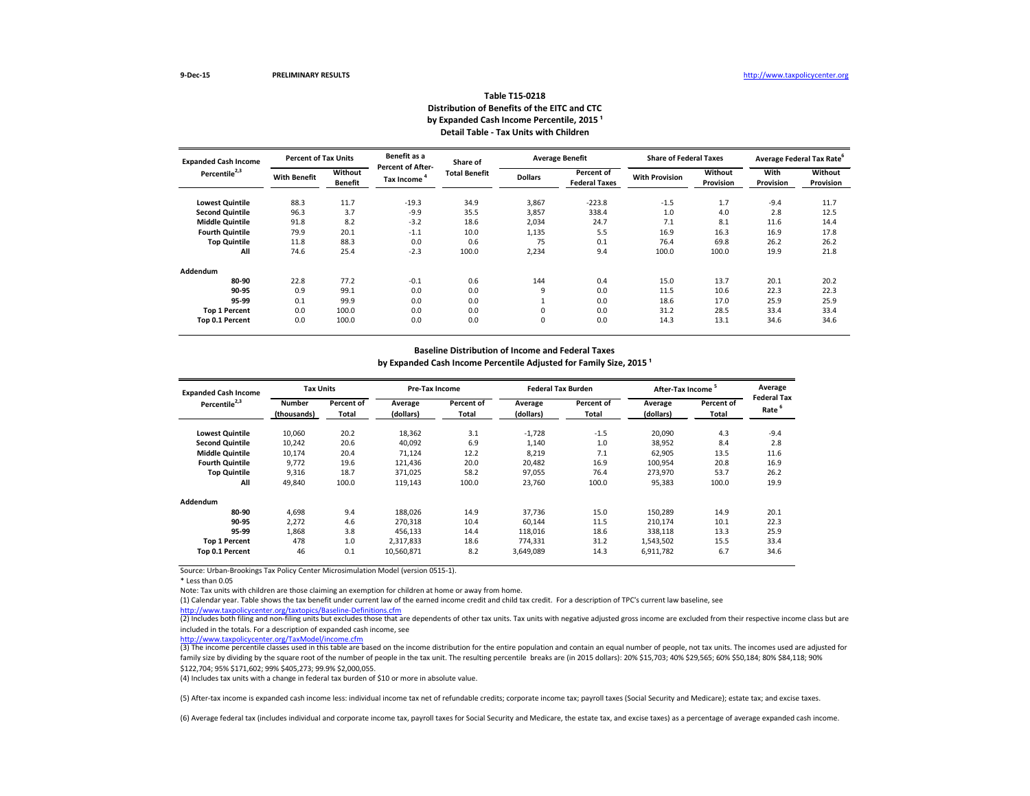9-Dec-15 **PRELIMINARY RESULTS** http://www.taxpolicycenter.org

## Table T15-0218
## Distribution of Benefits of the EITC and CTC
## by Expanded Cash Income Percentile, 2015 [1]
## Detail Table - Tax Units with Children

| Expanded Cash Income Percentile[2,3] | Percent of Tax Units | | Benefit as a Percent of After-Tax Income [4] | Share of Total Benefit | Average Benefit | | Share of Federal Taxes | | Average Federal Tax Rate[6] | |
|---|---|---|---|---|---|---|---|---|---|---|
| | With Benefit | Without Benefit | | | Dollars | Percent of Federal Taxes | With Provision | Without Provision | With Provision | Without Provision |
| Lowest Quintile | 88.3 | 11.7 | -19.3 | 34.9 | 3,867 | -223.8 | -1.5 | 1.7 | -9.4 | 11.7 |
| Second Quintile | 96.3 | 3.7 | -9.9 | 35.5 | 3,857 | 338.4 | 1.0 | 4.0 | 2.8 | 12.5 |
| Middle Quintile | 91.8 | 8.2 | -3.2 | 18.6 | 2,034 | 24.7 | 7.1 | 8.1 | 11.6 | 14.4 |
| Fourth Quintile | 79.9 | 20.1 | -1.1 | 10.0 | 1,135 | 5.5 | 16.9 | 16.3 | 16.9 | 17.8 |
| Top Quintile | 11.8 | 88.3 | 0.0 | 0.6 | 75 | 0.1 | 76.4 | 69.8 | 26.2 | 26.2 |
| All | 74.6 | 25.4 | -2.3 | 100.0 | 2,234 | 9.4 | 100.0 | 100.0 | 19.9 | 21.8 |
| **Addendum** | | | | | | | | | | |
| 80-90 | 22.8 | 77.2 | -0.1 | 0.6 | 144 | 0.4 | 15.0 | 13.7 | 20.1 | 20.2 |
| 90-95 | 0.9 | 99.1 | 0.0 | 0.0 | 9 | 0.0 | 11.5 | 10.6 | 22.3 | 22.3 |
| 95-99 | 0.1 | 99.9 | 0.0 | 0.0 | 1 | 0.0 | 18.6 | 17.0 | 25.9 | 25.9 |
| Top 1 Percent | 0.0 | 100.0 | 0.0 | 0.0 | 0 | 0.0 | 31.2 | 28.5 | 33.4 | 33.4 |
| Top 0.1 Percent | 0.0 | 100.0 | 0.0 | 0.0 | 0 | 0.0 | 14.3 | 13.1 | 34.6 | 34.6 |

### Baseline Distribution of Income and Federal Taxes
### by Expanded Cash Income Percentile Adjusted for Family Size, 2015 [1]

| Expanded Cash Income Percentile[2,3] | Tax Units | | Pre-Tax Income | | Federal Tax Burden | | After-Tax Income [5] | | Average Federal Tax Rate [6] |
|---|---|---|---|---|---|---|---|---|---|
| | Number (thousands) | Percent of Total | Average (dollars) | Percent of Total | Average (dollars) | Percent of Total | Average (dollars) | Percent of Total | |
| Lowest Quintile | 10,060 | 20.2 | 18,362 | 3.1 | -1,728 | -1.5 | 20,090 | 4.3 | -9.4 |
| Second Quintile | 10,242 | 20.6 | 40,092 | 6.9 | 1,140 | 1.0 | 38,952 | 8.4 | 2.8 |
| Middle Quintile | 10,174 | 20.4 | 71,124 | 12.2 | 8,219 | 7.1 | 62,905 | 13.5 | 11.6 |
| Fourth Quintile | 9,772 | 19.6 | 121,436 | 20.0 | 20,482 | 16.9 | 100,954 | 20.8 | 16.9 |
| Top Quintile | 9,316 | 18.7 | 371,025 | 58.2 | 97,055 | 76.4 | 273,970 | 53.7 | 26.2 |
| All | 49,840 | 100.0 | 119,143 | 100.0 | 23,760 | 100.0 | 95,383 | 100.0 | 19.9 |
| **Addendum** | | | | | | | | | |
| 80-90 | 4,698 | 9.4 | 188,026 | 14.9 | 37,736 | 15.0 | 150,289 | 14.9 | 20.1 |
| 90-95 | 2,272 | 4.6 | 270,318 | 10.4 | 60,144 | 11.5 | 210,174 | 10.1 | 22.3 |
| 95-99 | 1,868 | 3.8 | 456,133 | 14.4 | 118,016 | 18.6 | 338,118 | 13.3 | 25.9 |
| Top 1 Percent | 478 | 1.0 | 2,317,833 | 18.6 | 774,331 | 31.2 | 1,543,502 | 15.5 | 33.4 |
| Top 0.1 Percent | 46 | 0.1 | 10,560,871 | 8.2 | 3,649,089 | 14.3 | 6,911,782 | 6.7 | 34.6 |

Source: Urban-Brookings Tax Policy Center Microsimulation Model (version 0515-1).

* Less than 0.05

Note: Tax units with children are those claiming an exemption for children at home or away from home.

(1) Calendar year. Table shows the tax benefit under current law of the earned income credit and child tax credit. For a description of TPC's current law baseline, see http://www.taxpolicycenter.org/taxtopics/Baseline-Definitions.cfm

(2) Includes both filing and non-filing units but excludes those that are dependents of other tax units. Tax units with negative adjusted gross income are excluded from their respective income class but are included in the totals. For a description of expanded cash income, see http://www.taxpolicycenter.org/TaxModel/income.cfm

(3) The income percentile classes used in this table are based on the income distribution for the entire population and contain an equal number of people, not tax units. The incomes used are adjusted for family size by dividing by the square root of the number of people in the tax unit. The resulting percentile breaks are (in 2015 dollars): 20% $15,703; 40% $29,565; 60% $50,184; 80% $84,118; 90% $122,704; 95% $171,602; 99% $405,273; 99.9% $2,000,055.

(4) Includes tax units with a change in federal tax burden of $10 or more in absolute value.

(5) After-tax income is expanded cash income less: individual income tax net of refundable credits; corporate income tax; payroll taxes (Social Security and Medicare); estate tax; and excise taxes.

(6) Average federal tax (includes individual and corporate income tax, payroll taxes for Social Security and Medicare, the estate tax, and excise taxes) as a percentage of average expanded cash income.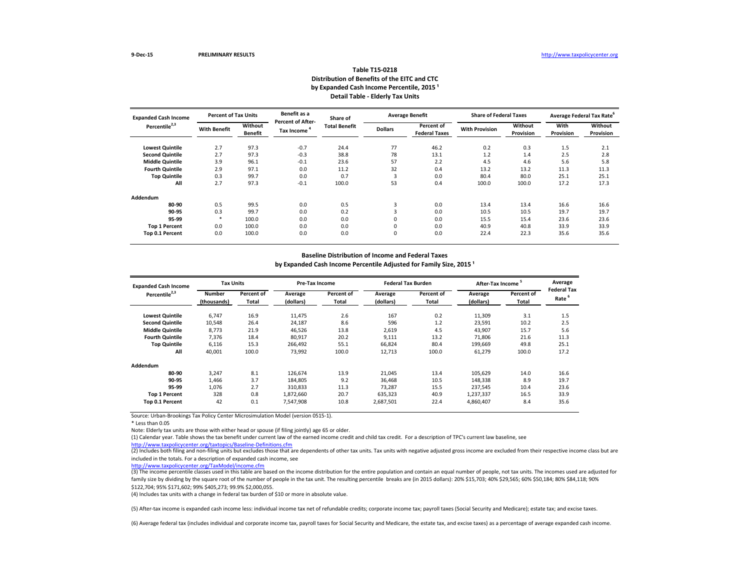9-Dec-15 **PRELIMINARY RESULTS** http://www.taxpolicycenter.org

# Table T15-0218
## Distribution of Benefits of the EITC and CTC by Expanded Cash Income Percentile, 2015 [1]
### Detail Table - Elderly Tax Units

| Expanded Cash Income Percentile[2,3] | Percent of Tax Units | | Benefit as a Percent of After-Tax Income [4] | Share of Total Benefit | Average Benefit | | Share of Federal Taxes | | Average Federal Tax Rate[6] | |
|---|---|---|---|---|---|---|---|---|---|---|
| | With Benefit | Without Benefit | | | Dollars | Percent of Federal Taxes | With Provision | Without Provision | With Provision | Without Provision |
| Lowest Quintile | 2.7 | 97.3 | -0.7 | 24.4 | 77 | 46.2 | 0.2 | 0.3 | 1.5 | 2.1 |
| Second Quintile | 2.7 | 97.3 | -0.3 | 38.8 | 78 | 13.1 | 1.2 | 1.4 | 2.5 | 2.8 |
| Middle Quintile | 3.9 | 96.1 | -0.1 | 23.6 | 57 | 2.2 | 4.5 | 4.6 | 5.6 | 5.8 |
| Fourth Quintile | 2.9 | 97.1 | 0.0 | 11.2 | 32 | 0.4 | 13.2 | 13.2 | 11.3 | 11.3 |
| Top Quintile | 0.3 | 99.7 | 0.0 | 0.7 | 3 | 0.0 | 80.4 | 80.0 | 25.1 | 25.1 |
| All | 2.7 | 97.3 | -0.1 | 100.0 | 53 | 0.4 | 100.0 | 100.0 | 17.2 | 17.3 |
| **Addendum** | | | | | | | | | | |
| 80-90 | 0.5 | 99.5 | 0.0 | 0.5 | 3 | 0.0 | 13.4 | 13.4 | 16.6 | 16.6 |
| 90-95 | 0.3 | 99.7 | 0.0 | 0.2 | 3 | 0.0 | 10.5 | 10.5 | 19.7 | 19.7 |
| 95-99 | * | 100.0 | 0.0 | 0.0 | 0 | 0.0 | 15.5 | 15.4 | 23.6 | 23.6 |
| Top 1 Percent | 0.0 | 100.0 | 0.0 | 0.0 | 0 | 0.0 | 40.9 | 40.8 | 33.9 | 33.9 |
| Top 0.1 Percent | 0.0 | 100.0 | 0.0 | 0.0 | 0 | 0.0 | 22.4 | 22.3 | 35.6 | 35.6 |

## Baseline Distribution of Income and Federal Taxes by Expanded Cash Income Percentile Adjusted for Family Size, 2015 [1]

| Expanded Cash Income Percentile[2,3] | Tax Units | | Pre-Tax Income | | Federal Tax Burden | | After-Tax Income [5] | | Average Federal Tax Rate [6] |
|---|---|---|---|---|---|---|---|---|---|
| | Number (thousands) | Percent of Total | Average (dollars) | Percent of Total | Average (dollars) | Percent of Total | Average (dollars) | Percent of Total | |
| Lowest Quintile | 6,747 | 16.9 | 11,475 | 2.6 | 167 | 0.2 | 11,309 | 3.1 | 1.5 |
| Second Quintile | 10,548 | 26.4 | 24,187 | 8.6 | 596 | 1.2 | 23,591 | 10.2 | 2.5 |
| Middle Quintile | 8,773 | 21.9 | 46,526 | 13.8 | 2,619 | 4.5 | 43,907 | 15.7 | 5.6 |
| Fourth Quintile | 7,376 | 18.4 | 80,917 | 20.2 | 9,111 | 13.2 | 71,806 | 21.6 | 11.3 |
| Top Quintile | 6,116 | 15.3 | 266,492 | 55.1 | 66,824 | 80.4 | 199,669 | 49.8 | 25.1 |
| All | 40,001 | 100.0 | 73,992 | 100.0 | 12,713 | 100.0 | 61,279 | 100.0 | 17.2 |
| **Addendum** | | | | | | | | | |
| 80-90 | 3,247 | 8.1 | 126,674 | 13.9 | 21,045 | 13.4 | 105,629 | 14.0 | 16.6 |
| 90-95 | 1,466 | 3.7 | 184,805 | 9.2 | 36,468 | 10.5 | 148,338 | 8.9 | 19.7 |
| 95-99 | 1,076 | 2.7 | 310,833 | 11.3 | 73,287 | 15.5 | 237,545 | 10.4 | 23.6 |
| Top 1 Percent | 328 | 0.8 | 1,872,660 | 20.7 | 635,323 | 40.9 | 1,237,337 | 16.5 | 33.9 |
| Top 0.1 Percent | 42 | 0.1 | 7,547,908 | 10.8 | 2,687,501 | 22.4 | 4,860,407 | 8.4 | 35.6 |

Source: Urban-Brookings Tax Policy Center Microsimulation Model (version 0515-1).

\* Less than 0.05

Note: Elderly tax units are those with either head or spouse (if filing jointly) age 65 or older.

(1) Calendar year. Table shows the tax benefit under current law of the earned income credit and child tax credit. For a description of TPC's current law baseline, see http://www.taxpolicycenter.org/taxtopics/Baseline-Definitions.cfm

(2) Includes both filing and non-filing units but excludes those that are dependents of other tax units. Tax units with negative adjusted gross income are excluded from their respective income class but are included in the totals. For a description of expanded cash income, see http://www.taxpolicycenter.org/TaxModel/income.cfm

(3) The income percentile classes used in this table are based on the income distribution for the entire population and contain an equal number of people, not tax units. The incomes used are adjusted for family size by dividing by the square root of the number of people in the tax unit. The resulting percentile breaks are (in 2015 dollars): 20% $15,703; 40% $29,565; 60% $50,184; 80% $84,118; 90% $122,704; 95% $171,602; 99% $405,273; 99.9% $2,000,055.

(4) Includes tax units with a change in federal tax burden of $10 or more in absolute value.

(5) After-tax income is expanded cash income less: individual income tax net of refundable credits; corporate income tax; payroll taxes (Social Security and Medicare); estate tax; and excise taxes.

(6) Average federal tax (includes individual and corporate income tax, payroll taxes for Social Security and Medicare, the estate tax, and excise taxes) as a percentage of average expanded cash income.